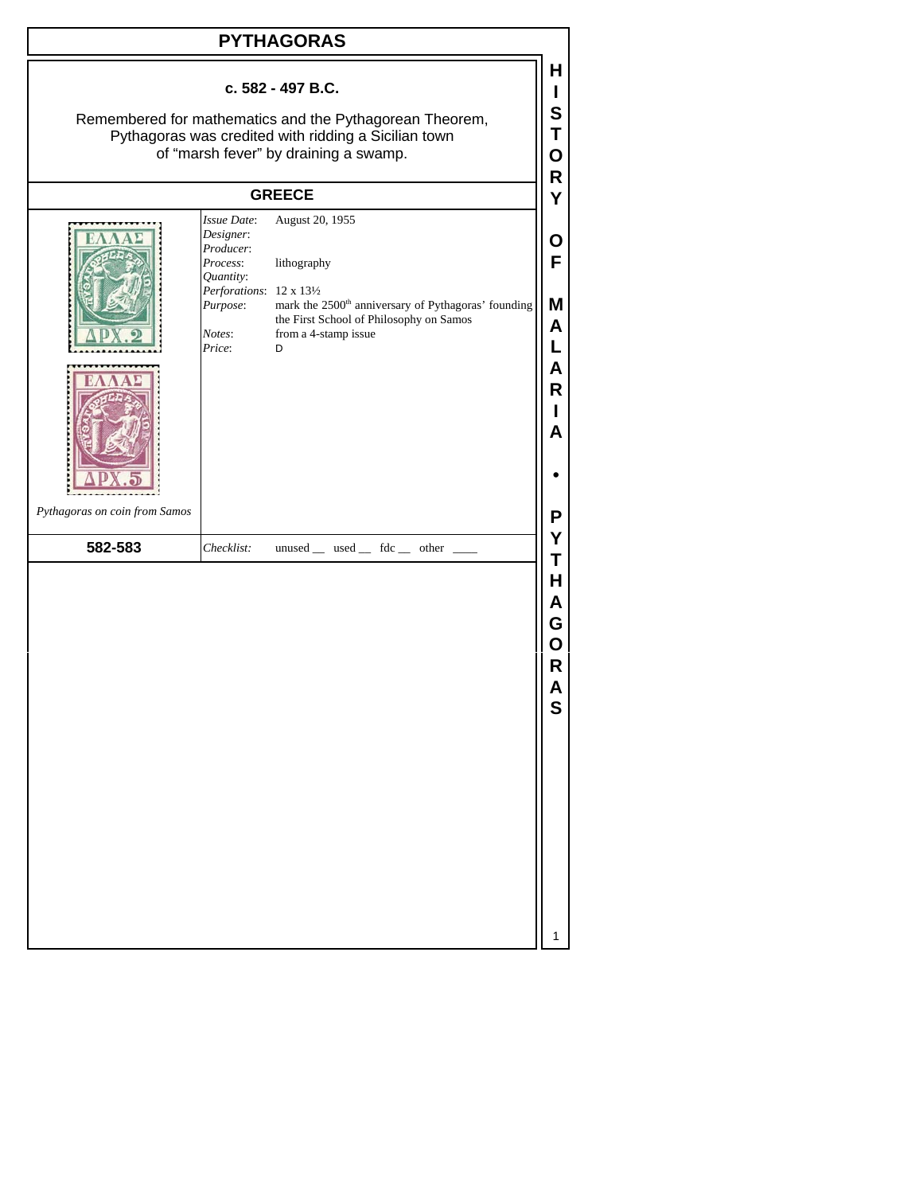# PYTHAGORAS

**c. 582 - 497 B.C.**

Remembered for mathematics and the Pythagorean Theorem, Pythagoras was credited with ridding a Sicilian town of “marsh fever” by draining a swamp.

## GREECE

*Pythagoras on coin from Samos*

| | |
|---|---|
| *Issue Date*: | August 20, 1955 |
| *Designer*: | |
| *Producer*: | |
| *Process*: | lithography |
| *Quantity*: | |
| *Perforations*: | 12 x 13½ |
| *Purpose*: | mark the 2500th anniversary of Pythagoras’ founding the First School of Philosophy on Samos |
| *Notes*: | from a 4-stamp issue |
| *Price*: | D |

**582-583** *Checklist:* unused __ used __ fdc __ other ____

HISTORY OF MALARIA • PYTHAGORAS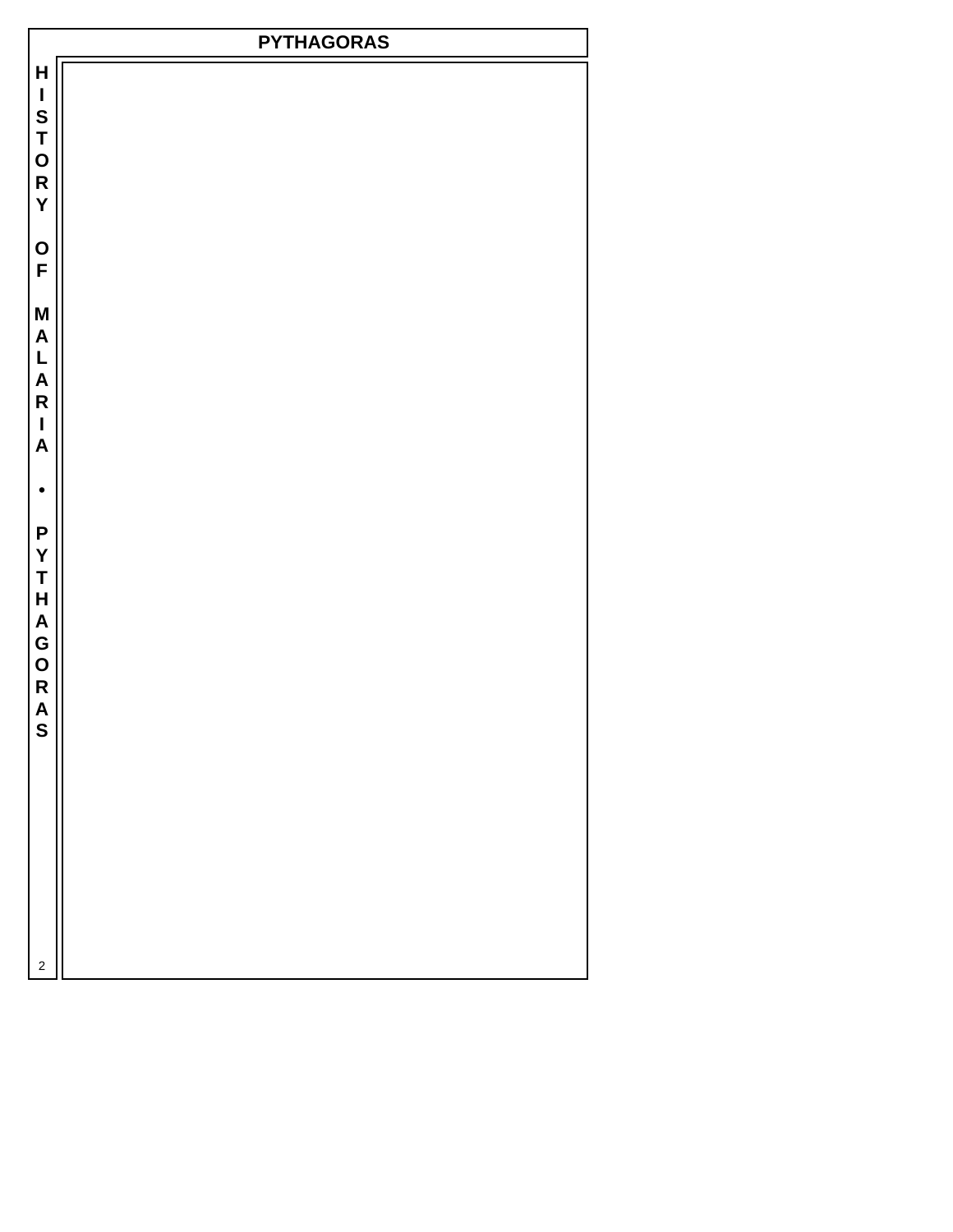# PYTHAGORAS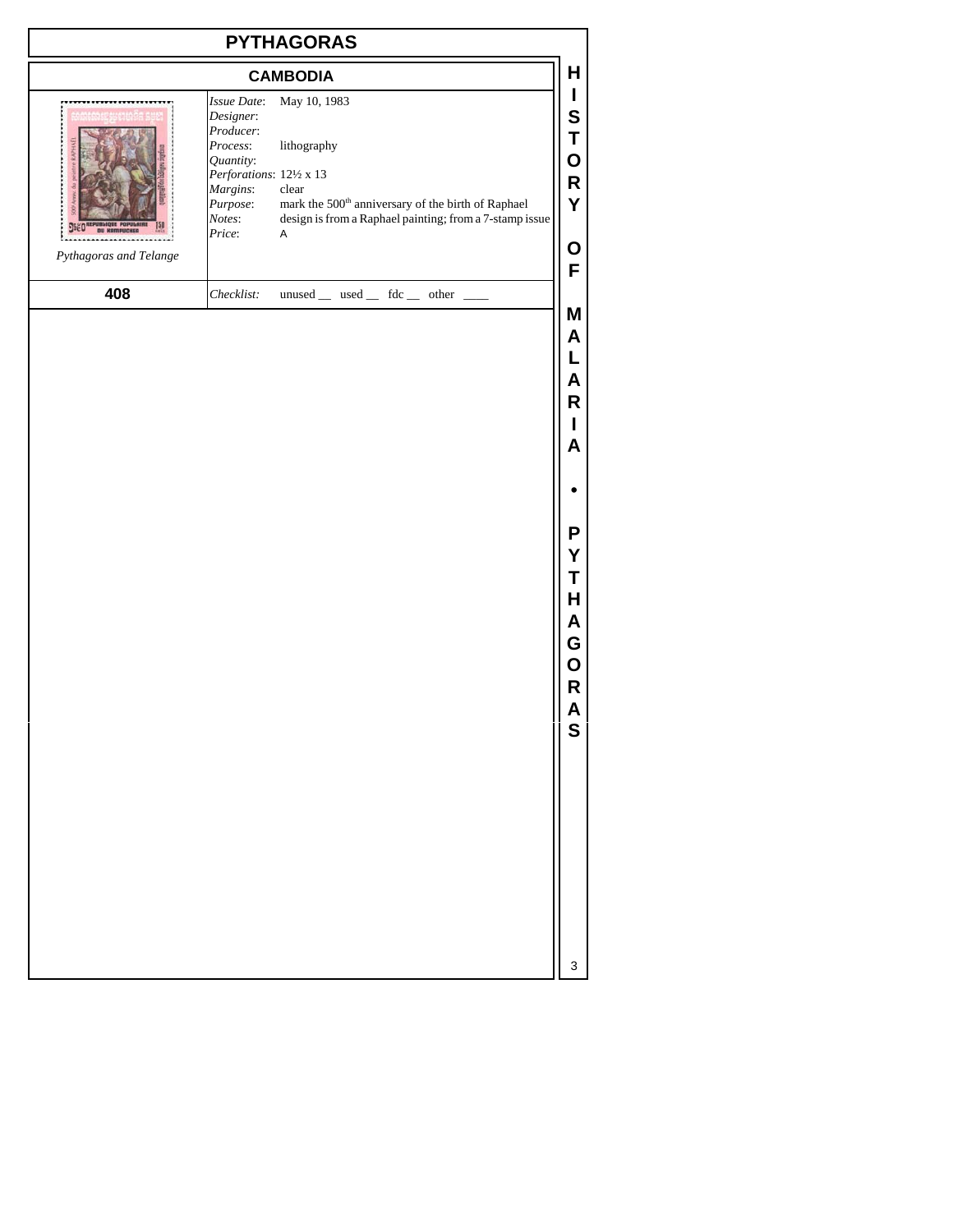# PYTHAGORAS

## CAMBODIA

| | |
|---|---|
| *Pythagoras and Telange* | *Issue Date*: May 10, 1983<br>*Designer*:<br>*Producer*:<br>*Process*: lithography<br>*Quantity*:<br>*Perforations*: 12½ x 13<br>*Margins*: clear<br>*Purpose*: mark the 500th anniversary of the birth of Raphael<br>*Notes*: design is from a Raphael painting; from a 7-stamp issue<br>*Price*: A |
| **408** | *Checklist*: unused __ used __ fdc __ other ____ |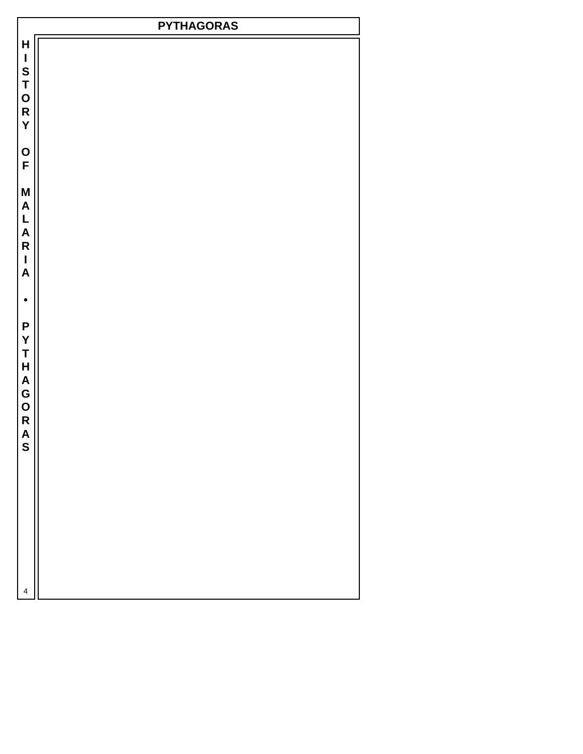# PYTHAGORAS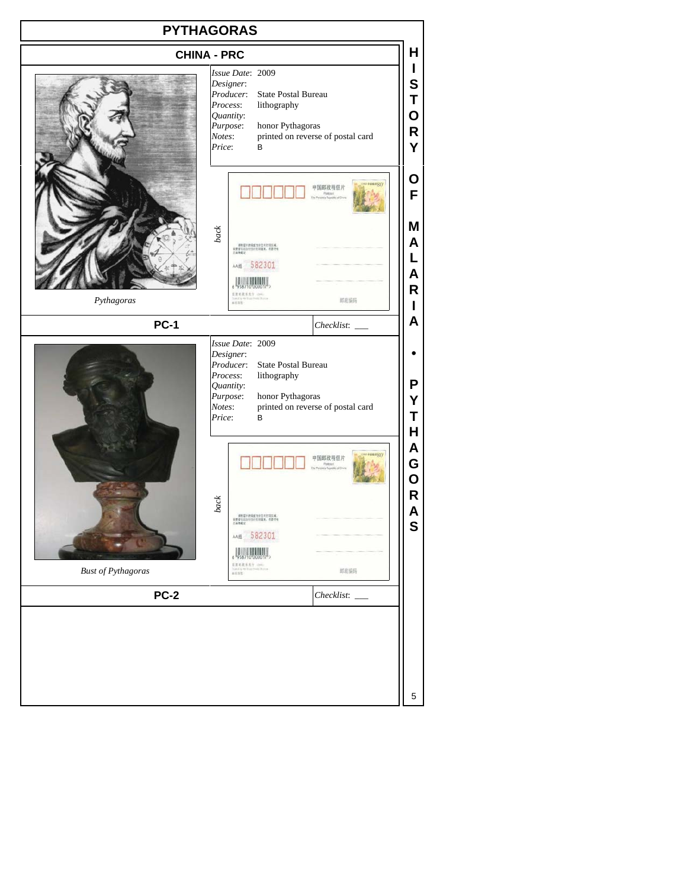# PYTHAGORAS

## CHINA - PRC

*Pythagoras*

*Issue Date*: 2009
*Designer*:
*Producer*: State Postal Bureau
*Process*: lithography
*Quantity*:
*Purpose*: honor Pythagoras
*Notes*: printed on reverse of postal card
*Price*: B

*back*

**PC-1** *Checklist*: ___

*Bust of Pythagoras*

*Issue Date*: 2009
*Designer*:
*Producer*: State Postal Bureau
*Process*: lithography
*Quantity*:
*Purpose*: honor Pythagoras
*Notes*: printed on reverse of postal card
*Price*: B

*back*

**PC-2** *Checklist*: ___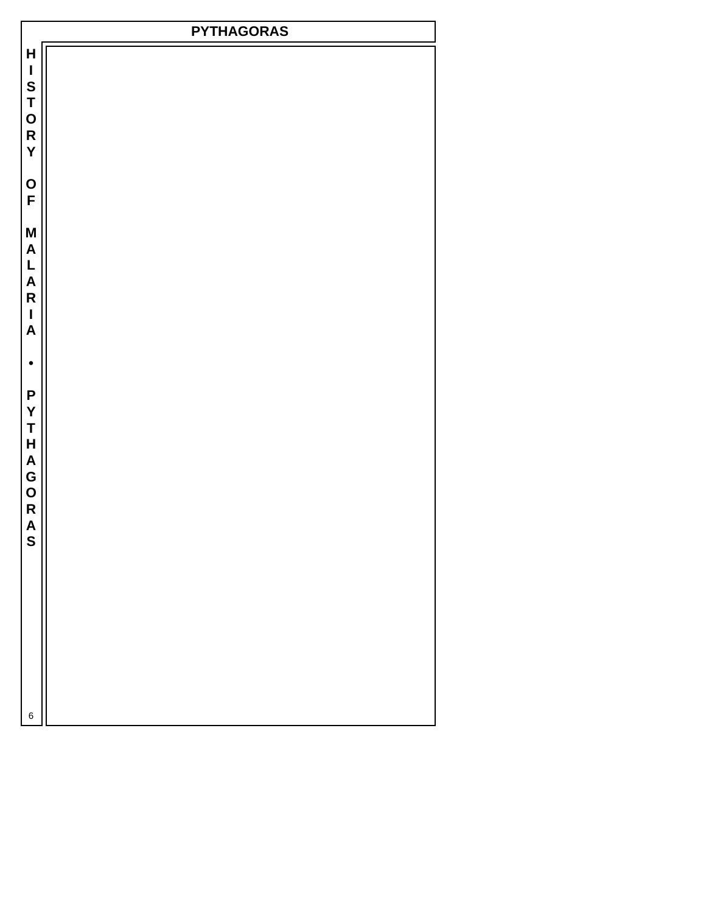# PYTHAGORAS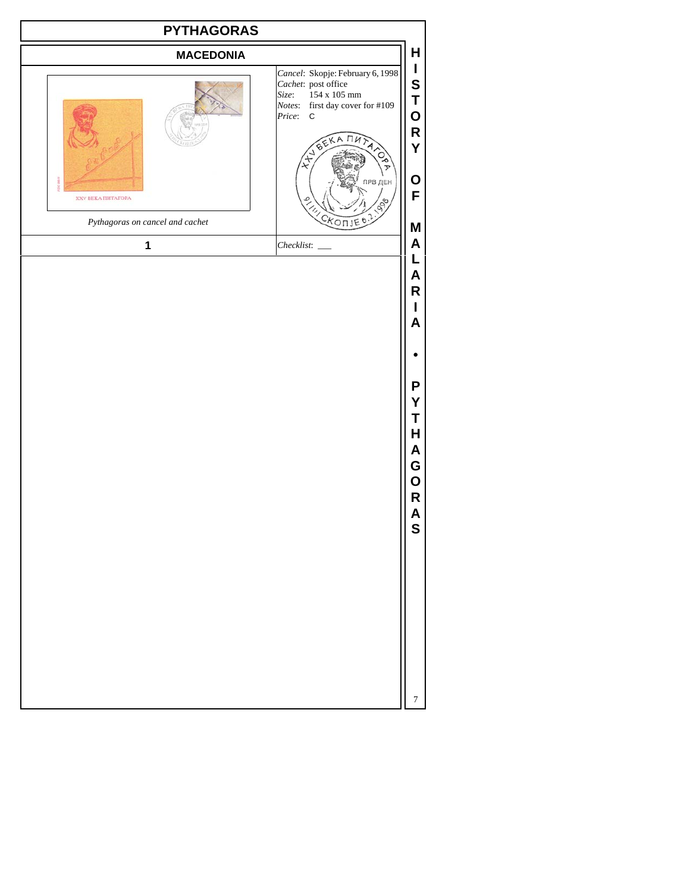# PYTHAGORAS

## MACEDONIA

*Pythagoras on cancel and cachet*

*Cancel*: Skopje: February 6, 1998
*Cachet*: post office
*Size*: 154 x 105 mm
*Notes*: first day cover for #109
*Price*: C

**1**

*Checklist*: ___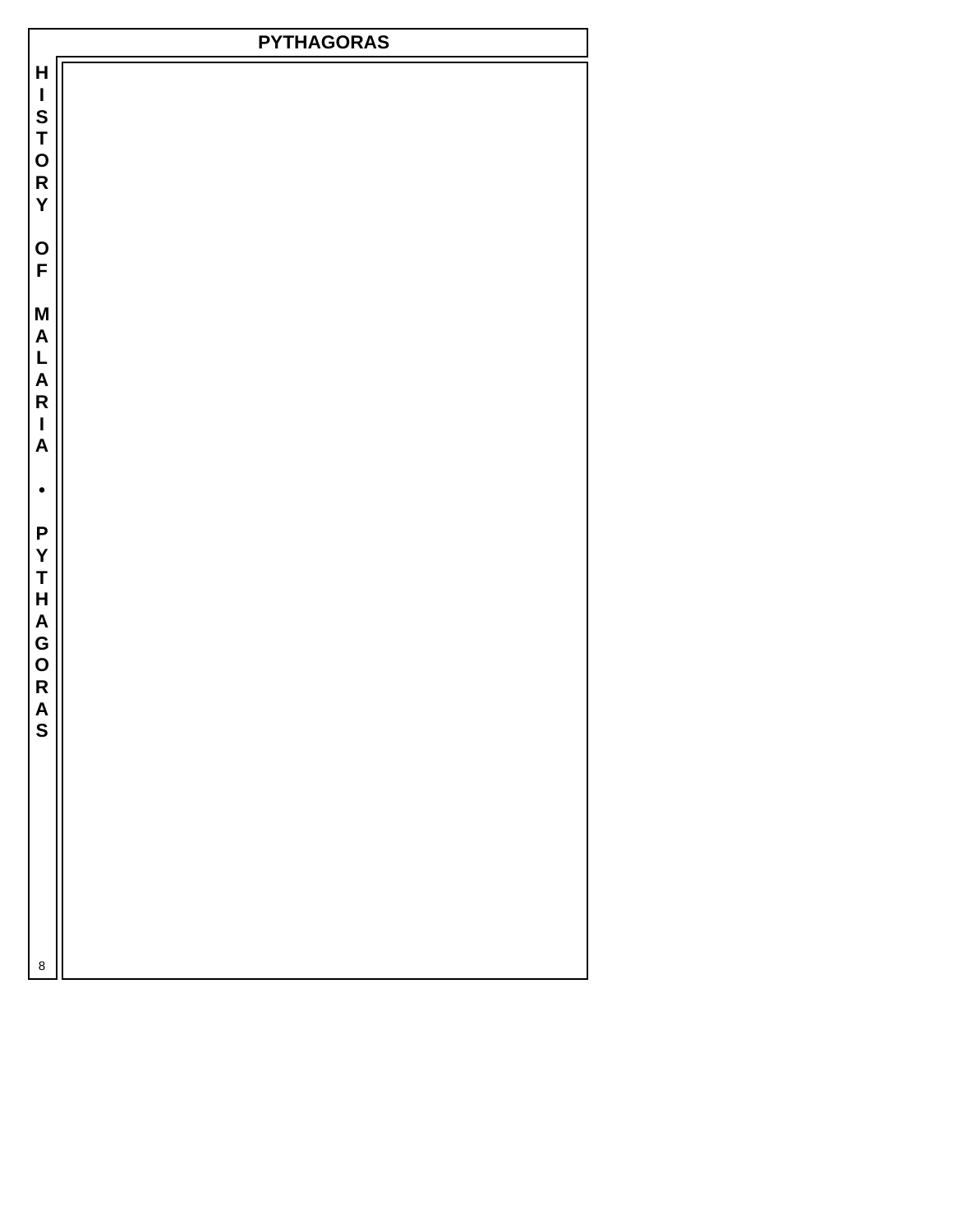# PYTHAGORAS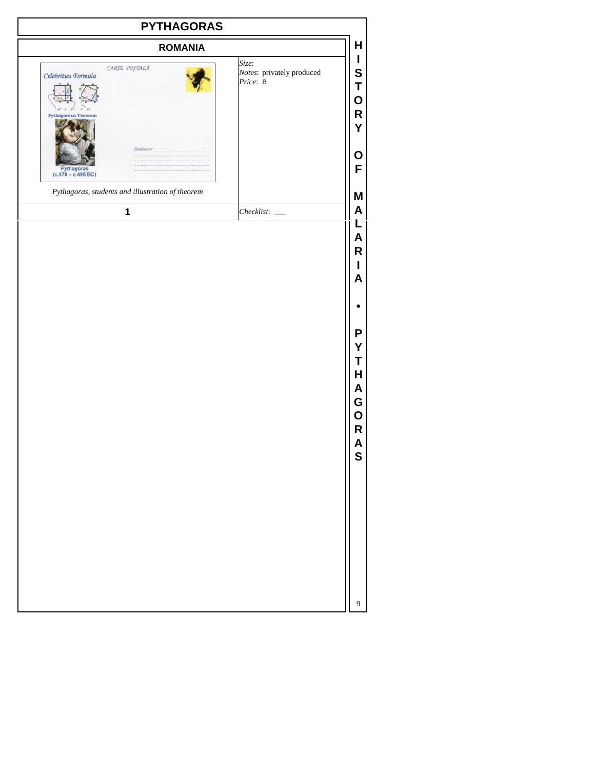# PYTHAGORAS

## ROMANIA

| | |
|---|---|
| *Pythagoras, students and illustration of theorem* | *Size*: <br> *Notes*: privately produced <br> *Price*: B |
| **1** | *Checklist*: ___ |

**HISTORY OF MALARIA • PYTHAGORAS**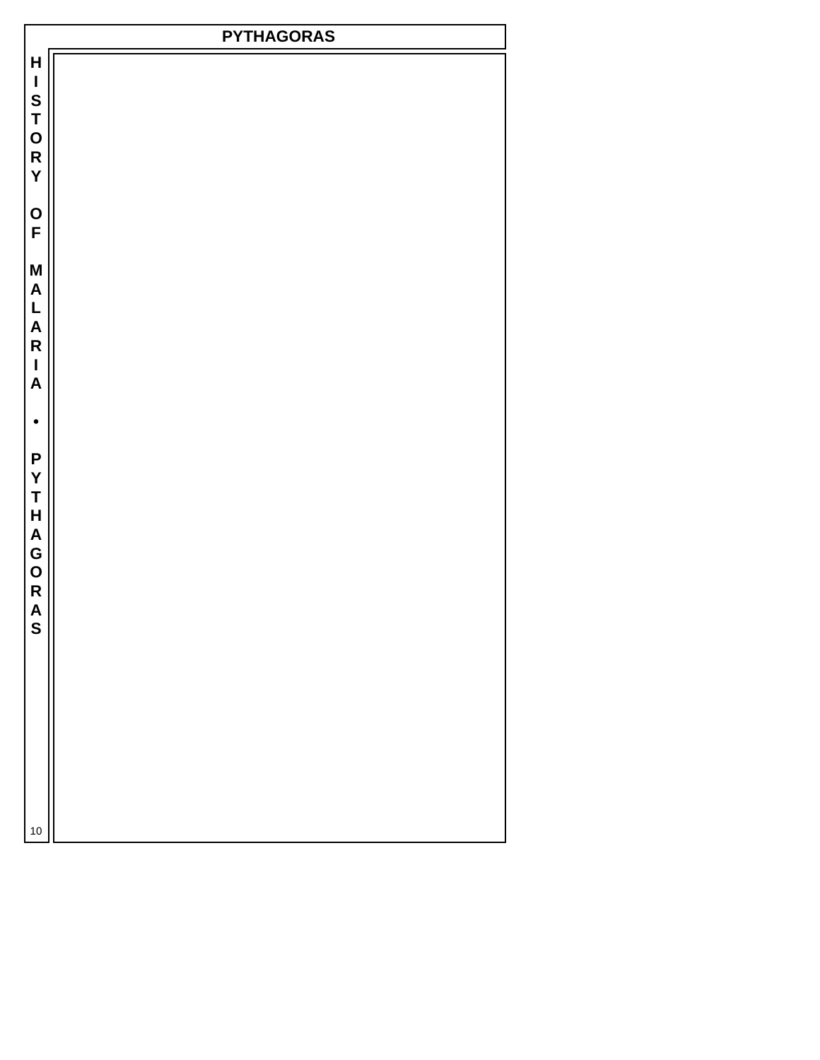# PYTHAGORAS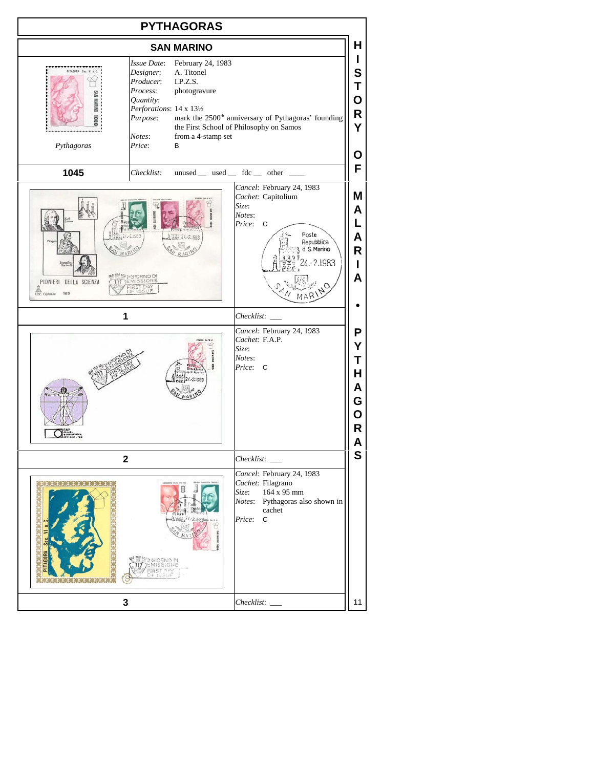# PYTHAGORAS

## SAN MARINO

Pythagoras

*Issue Date*: February 24, 1983
*Designer*: A. Titonel
*Producer*: I.P.Z.S.
*Process*: photogravure
*Quantity*:
*Perforations*: 14 x 13½
*Purpose*: mark the 2500th anniversary of Pythagoras' founding the First School of Philosophy on Samos
*Notes*: from a 4-stamp set
*Price*: B

**1045**

*Checklist*: unused __ used __ fdc __ other ____

*Cancel*: February 24, 1983
*Cachet*: Capitolium
*Size*:
*Notes*:
*Price*: C

**1**

*Checklist*: ___

*Cancel*: February 24, 1983
*Cachet*: F.A.P.
*Size*:
*Notes*:
*Price*: C

**2**

*Checklist*: ___

*Cancel*: February 24, 1983
*Cachet*: Filagrano
*Size*: 164 x 95 mm
*Notes*: Pythagoras also shown in cachet
*Price*: C

**3**

*Checklist*: ___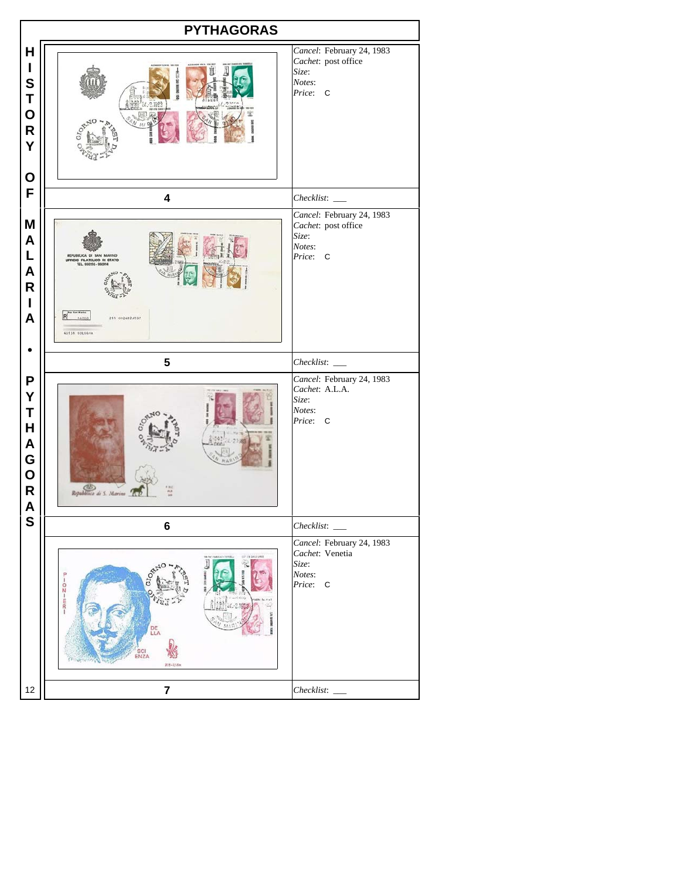# PYTHAGORAS

HISTORY OF MALARIA • PYTHAGORAS

| No. | Details |
|---|---|
| 4 | *Cancel*: February 24, 1983<br>*Cachet*: post office<br>*Size*:<br>*Notes*:<br>*Price*: C<br>*Checklist*: ___ |
| 5 | *Cancel*: February 24, 1983<br>*Cachet*: post office<br>*Size*:<br>*Notes*:<br>*Price*: C<br>*Checklist*: ___ |
| 6 | *Cancel*: February 24, 1983<br>*Cachet*: A.L.A.<br>*Size*:<br>*Notes*:<br>*Price*: C<br>*Checklist*: ___ |
| 7 | *Cancel*: February 24, 1983<br>*Cachet*: Venetia<br>*Size*:<br>*Notes*:<br>*Price*: C<br>*Checklist*: ___ |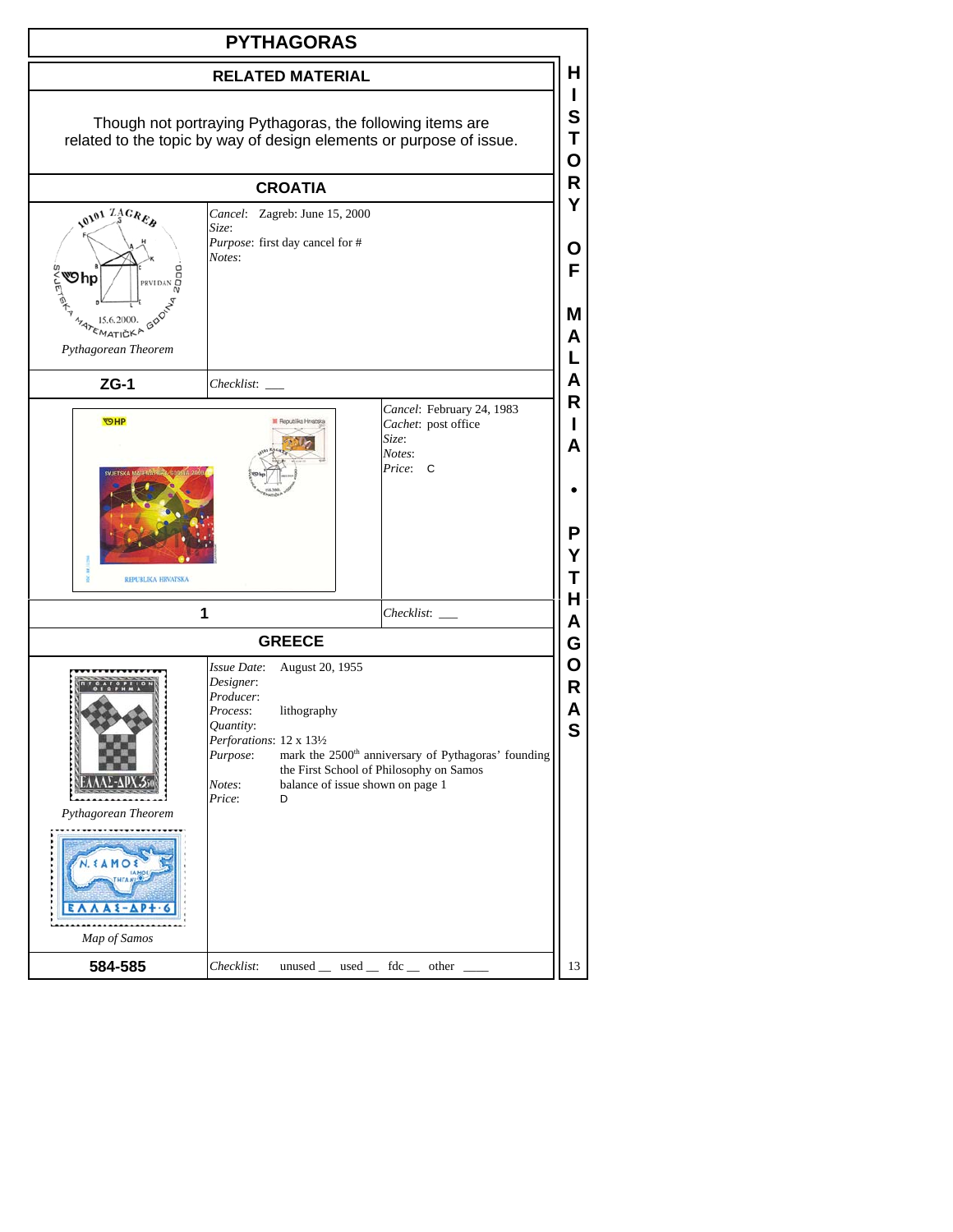# PYTHAGORAS

## RELATED MATERIAL

Though not portraying Pythagoras, the following items are related to the topic by way of design elements or purpose of issue.

### CROATIA

*Pythagorean Theorem*

*Cancel*: Zagreb: June 15, 2000
*Size*:
*Purpose*: first day cancel for #
*Notes*:

**ZG-1** — *Checklist*: ___

*Cancel*: February 24, 1983
*Cachet*: post office
*Size*:
*Notes*:
*Price*: C

**1** — *Checklist*: ___

### GREECE

*Pythagorean Theorem*

*Map of Samos*

*Issue Date*: August 20, 1955
*Designer*:
*Producer*:
*Process*: lithography
*Quantity*:
*Perforations*: 12 x 13½
*Purpose*: mark the 2500th anniversary of Pythagoras' founding the First School of Philosophy on Samos
*Notes*: balance of issue shown on page 1
*Price*: D

**584-585** — *Checklist*: unused __ used __ fdc __ other ____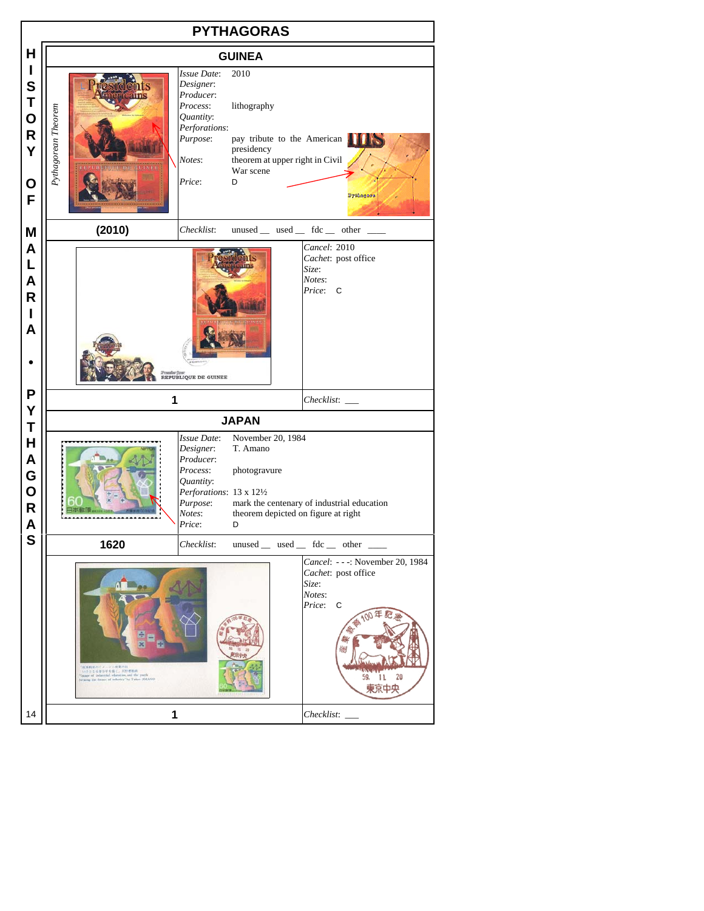# PYTHAGORAS

## GUINEA

*Pythagorean Theorem*

*Issue Date*: 2010
*Designer*:
*Producer*:
*Process*: lithography
*Quantity*:
*Perforations*:
*Purpose*: pay tribute to the American presidency
*Notes*: theorem at upper right in Civil War scene
*Price*: D

**(2010)**

*Checklist*: unused __ used __ fdc __ other ____

*Cancel*: 2010
*Cachet*: post office
*Size*:
*Notes*:
*Price*: C

**1**

*Checklist*: ___

## JAPAN

*Issue Date*: November 20, 1984
*Designer*: T. Amano
*Producer*:
*Process*: photogravure
*Quantity*:
*Perforations*: 13 x 12½
*Purpose*: mark the centenary of industrial education
*Notes*: theorem depicted on figure at right
*Price*: D

**1620**

*Checklist*: unused __ used __ fdc __ other ____

*Cancel*: - - -: November 20, 1984
*Cachet*: post office
*Size*:
*Notes*:
*Price*: C

**1**

*Checklist*: ___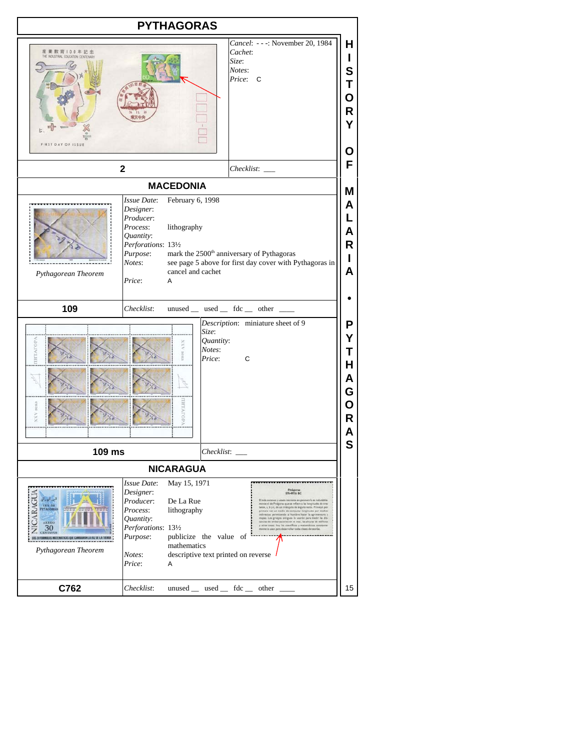## PYTHAGORAS

*Cancel*: - - -: November 20, 1984
*Cachet*:
*Size*:
*Notes*:
*Price*: C

**2**

*Checklist*: ___

## MACEDONIA

*Pythagorean Theorem*

*Issue Date*: February 6, 1998
*Designer*:
*Producer*:
*Process*: lithography
*Quantity*:
*Perforations*: 13½
*Purpose*: mark the 2500th anniversary of Pythagoras
*Notes*: see page 5 above for first day cover with Pythagoras in cancel and cachet
*Price*: A

**109**

*Checklist*: unused __ used __ fdc __ other ____

*Description*: miniature sheet of 9
*Size*:
*Quantity*:
*Notes*:
*Price*: C

**109 ms**

*Checklist*: ___

## NICARAGUA

*Pythagorean Theorem*

*Issue Date*: May 15, 1971
*Designer*:
*Producer*: De La Rue
*Process*: lithography
*Quantity*:
*Perforations*: 13½
*Purpose*: publicize the value of mathematics
*Notes*: descriptive text printed on reverse
*Price*: A

**C762**

*Checklist*: unused __ used __ fdc __ other ____

HISTORY OF MALARIA • PYTHAGORAS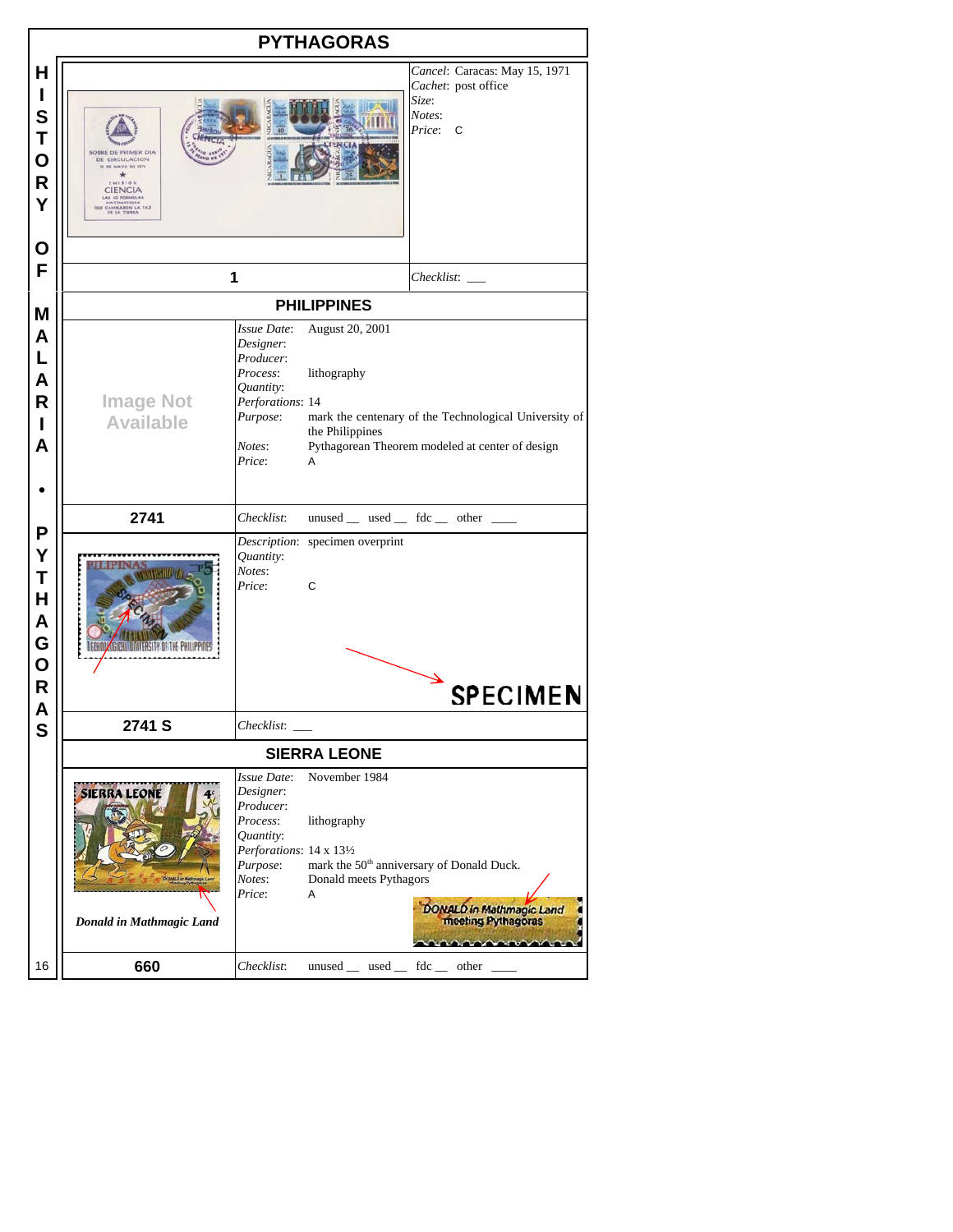## PYTHAGORAS

*Cancel*: Caracas: May 15, 1971
*Cachet*: post office
*Size*:
*Notes*:
*Price*: C

**1**

*Checklist*: ___

## PHILIPPINES

Image Not Available

*Issue Date*: August 20, 2001
*Designer*:
*Producer*:
*Process*: lithography
*Quantity*:
*Perforations*: 14
*Purpose*: mark the centenary of the Technological University of the Philippines
*Notes*: Pythagorean Theorem modeled at center of design
*Price*: A

**2741**

*Checklist*: unused __ used __ fdc __ other ____

*Description*: specimen overprint
*Quantity*:
*Notes*:
*Price*: C

SPECIMEN

**2741 S**

*Checklist*: ___

## SIERRA LEONE

***Donald in Mathmagic Land***

*Issue Date*: November 1984
*Designer*:
*Producer*:
*Process*: lithography
*Quantity*:
*Perforations*: 14 x 13½
*Purpose*: mark the 50th anniversary of Donald Duck.
*Notes*: Donald meets Pythagors
*Price*: A

DONALD in Mathmagic Land meeting Pythagoras

**660**

*Checklist*: unused __ used __ fdc __ other ____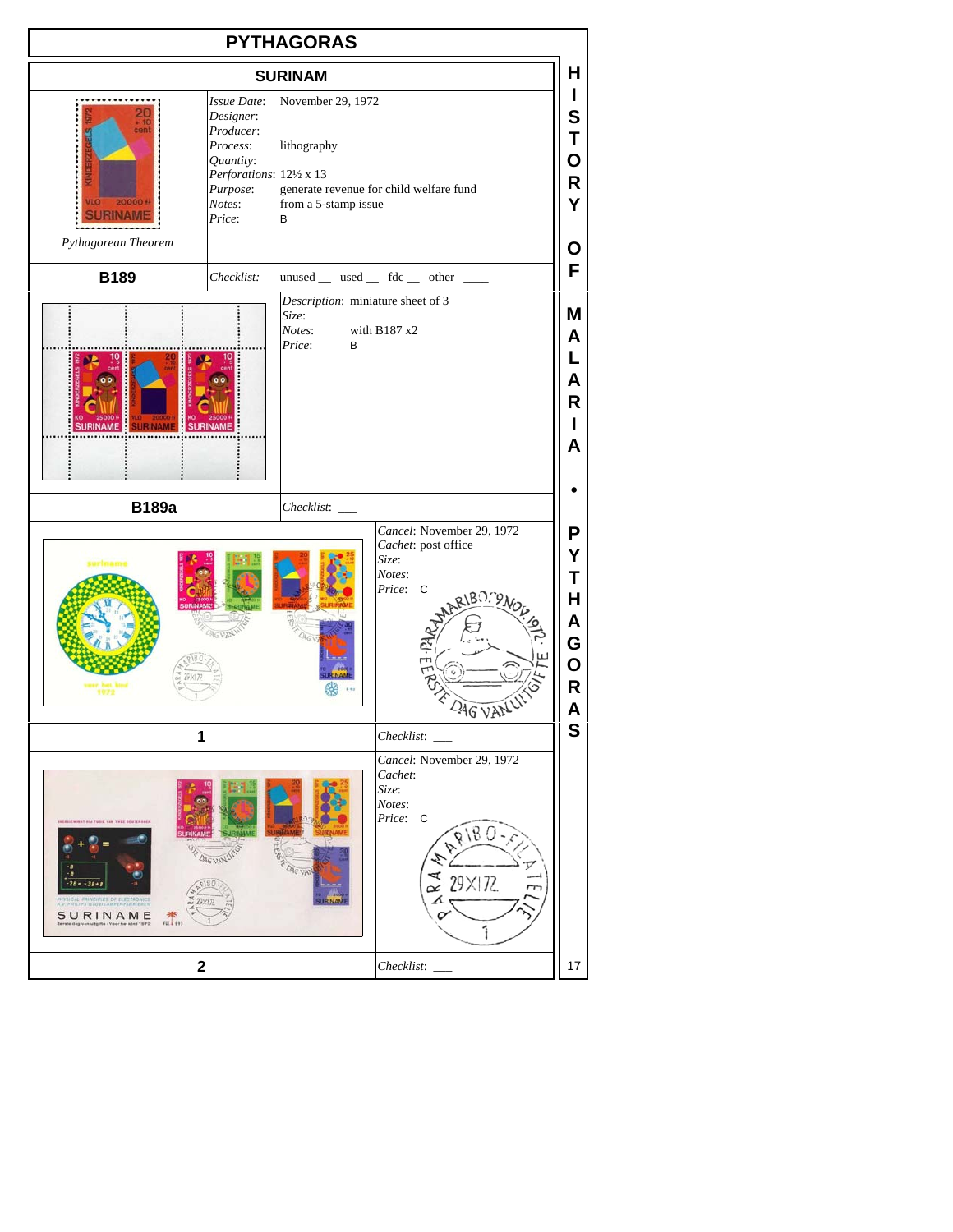# PYTHAGORAS

## SURINAM

*Pythagorean Theorem*

*Issue Date*: November 29, 1972
*Designer*:
*Producer*:
*Process*: lithography
*Quantity*:
*Perforations*: 12½ x 13
*Purpose*: generate revenue for child welfare fund
*Notes*: from a 5-stamp issue
*Price*: B

**B189** — *Checklist*: unused __ used __ fdc __ other ____

*Description*: miniature sheet of 3
*Size*:
*Notes*: with B187 x2
*Price*: B

**B189a** — *Checklist*: ___

*Cancel*: November 29, 1972
*Cachet*: post office
*Size*:
*Notes*:
*Price*: C

**1** — *Checklist*: ___

*Cancel*: November 29, 1972
*Cachet*:
*Size*:
*Notes*:
*Price*: C

**2** — *Checklist*: ___

HISTORY OF MALARIA • PYTHAGORAS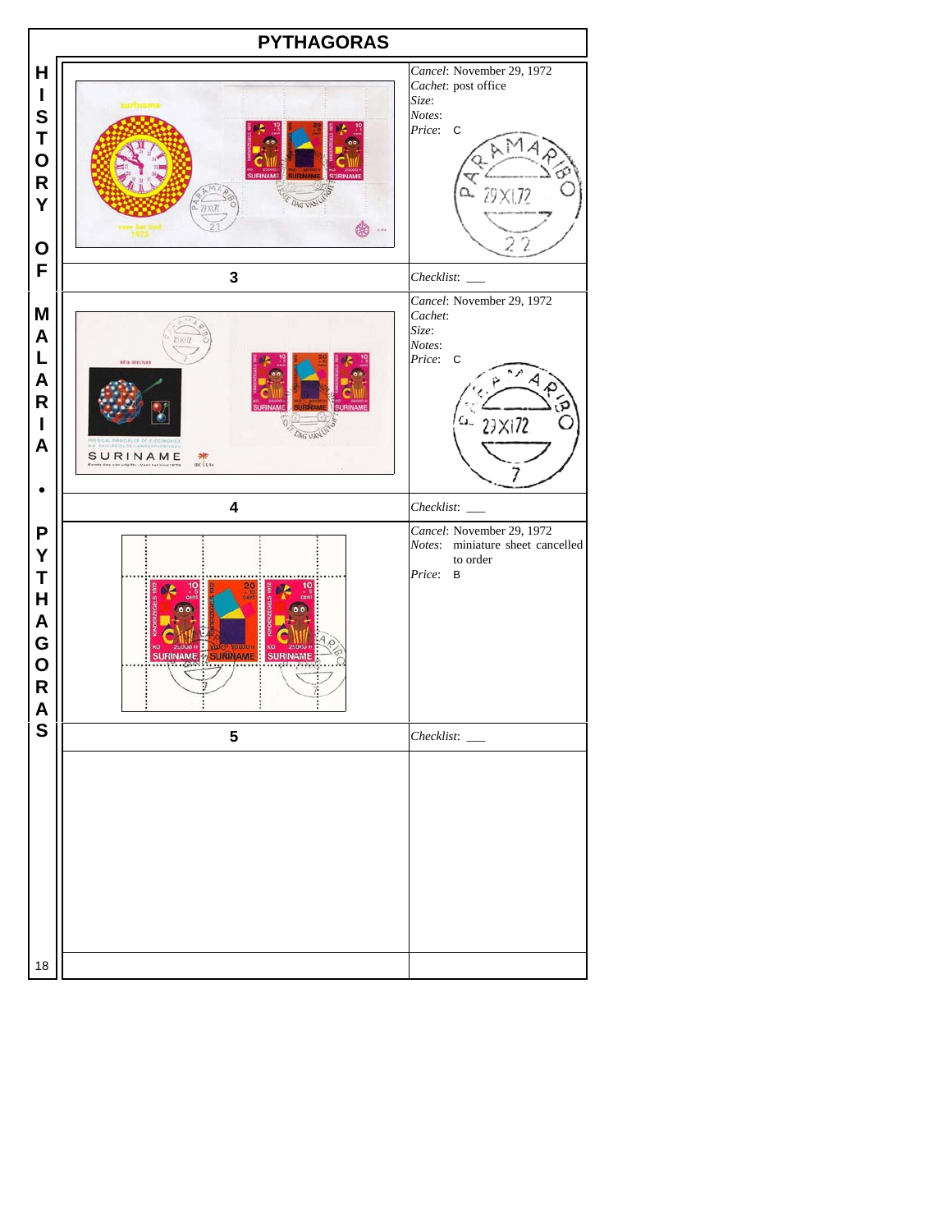# PYTHAGORAS

HISTORY OF MALARIA • PYTHAGORAS

| | |
|---|---|
| | *Cancel*: November 29, 1972<br>*Cachet*: post office<br>*Size*:<br>*Notes*:<br>*Price*: C |
| 3 | *Checklist*: ___ |
| | *Cancel*: November 29, 1972<br>*Cachet*:<br>*Size*:<br>*Notes*:<br>*Price*: C |
| 4 | *Checklist*: ___ |
| | *Cancel*: November 29, 1972<br>*Notes*: miniature sheet cancelled to order<br>*Price*: B |
| 5 | *Checklist*: ___ |